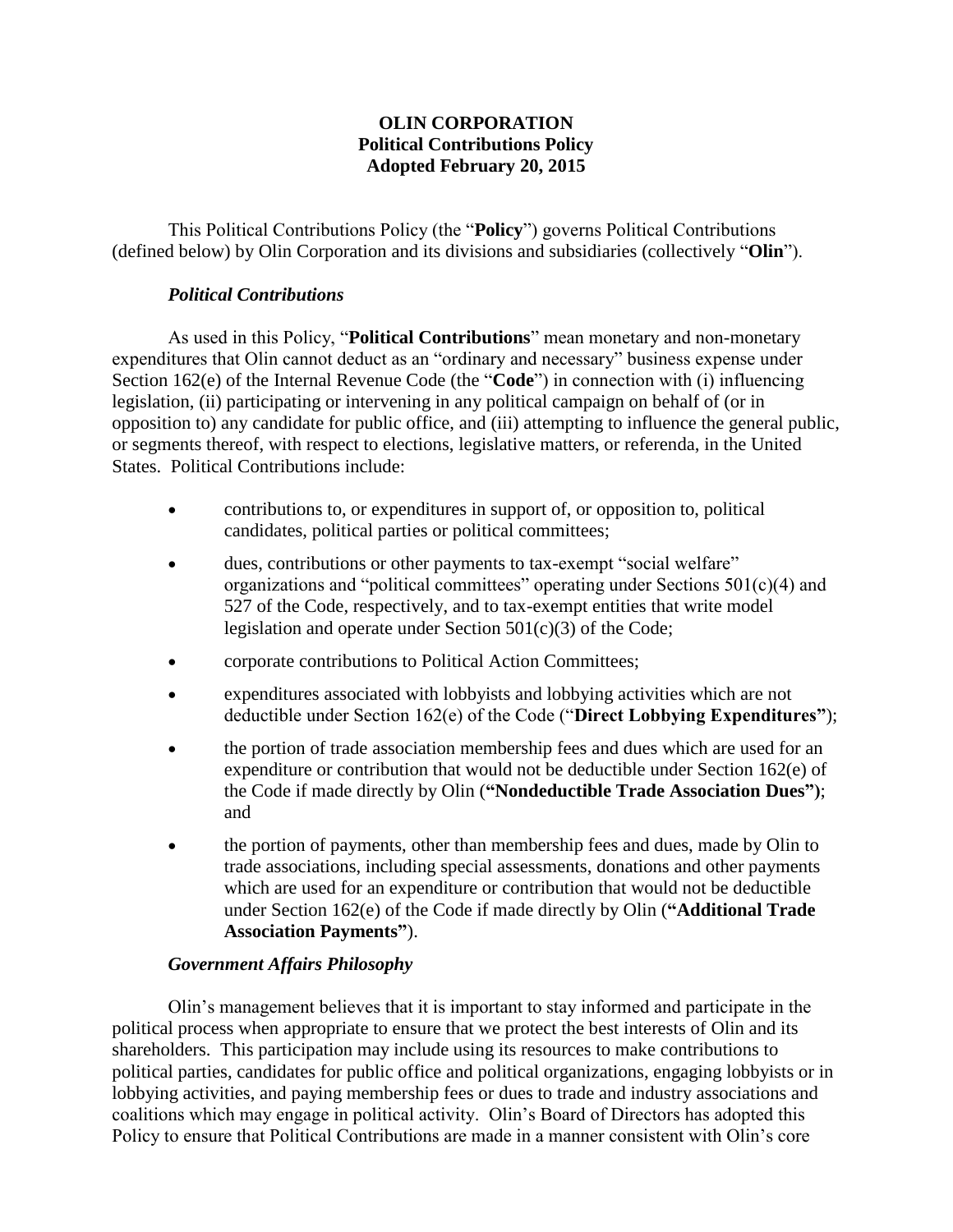**OLIN CORPORATION**
**Political Contributions Policy**
**Adopted February 20, 2015**

This Political Contributions Policy (the "**Policy**") governs Political Contributions (defined below) by Olin Corporation and its divisions and subsidiaries (collectively "**Olin**").

### *Political Contributions*

As used in this Policy, "**Political Contributions**" mean monetary and non-monetary expenditures that Olin cannot deduct as an "ordinary and necessary" business expense under Section 162(e) of the Internal Revenue Code (the "**Code**") in connection with (i) influencing legislation, (ii) participating or intervening in any political campaign on behalf of (or in opposition to) any candidate for public office, and (iii) attempting to influence the general public, or segments thereof, with respect to elections, legislative matters, or referenda, in the United States. Political Contributions include:

- contributions to, or expenditures in support of, or opposition to, political candidates, political parties or political committees;
- dues, contributions or other payments to tax-exempt "social welfare" organizations and "political committees" operating under Sections 501(c)(4) and 527 of the Code, respectively, and to tax-exempt entities that write model legislation and operate under Section 501(c)(3) of the Code;
- corporate contributions to Political Action Committees;
- expenditures associated with lobbyists and lobbying activities which are not deductible under Section 162(e) of the Code ("**Direct Lobbying Expenditures"**);
- the portion of trade association membership fees and dues which are used for an expenditure or contribution that would not be deductible under Section 162(e) of the Code if made directly by Olin (**"Nondeductible Trade Association Dues")**; and
- the portion of payments, other than membership fees and dues, made by Olin to trade associations, including special assessments, donations and other payments which are used for an expenditure or contribution that would not be deductible under Section 162(e) of the Code if made directly by Olin (**"Additional Trade Association Payments"**).

### *Government Affairs Philosophy*

Olin's management believes that it is important to stay informed and participate in the political process when appropriate to ensure that we protect the best interests of Olin and its shareholders. This participation may include using its resources to make contributions to political parties, candidates for public office and political organizations, engaging lobbyists or in lobbying activities, and paying membership fees or dues to trade and industry associations and coalitions which may engage in political activity. Olin's Board of Directors has adopted this Policy to ensure that Political Contributions are made in a manner consistent with Olin's core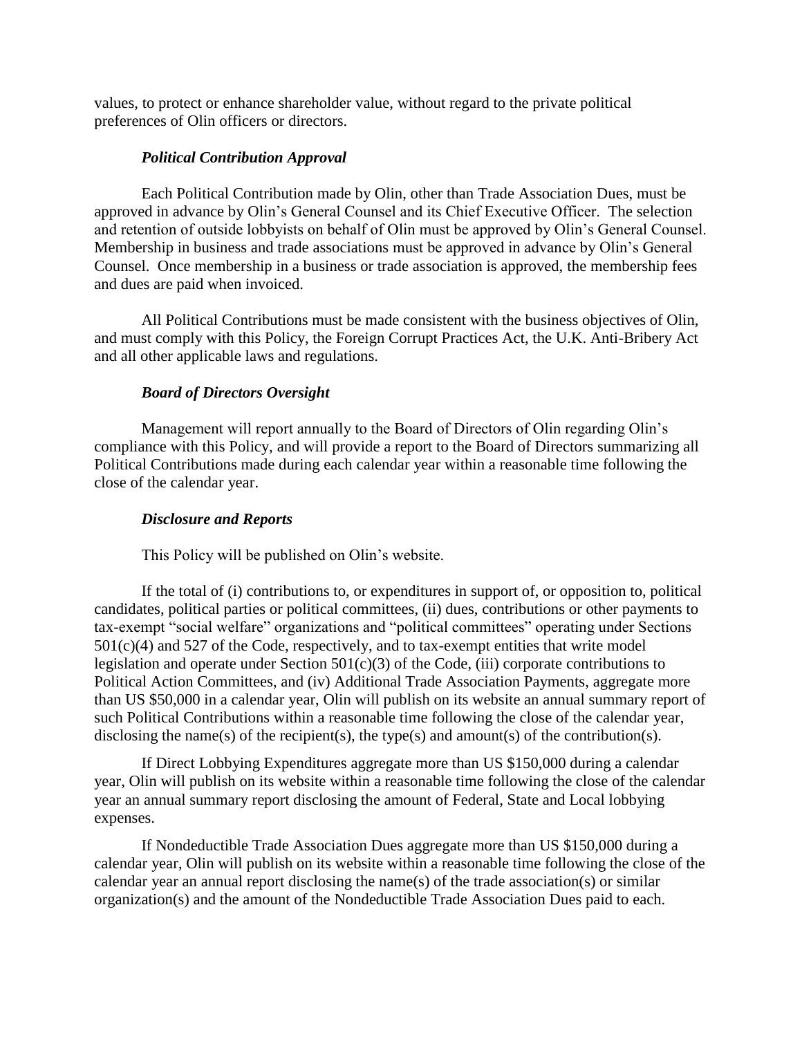values, to protect or enhance shareholder value, without regard to the private political preferences of Olin officers or directors.

***Political Contribution Approval***

Each Political Contribution made by Olin, other than Trade Association Dues, must be approved in advance by Olin's General Counsel and its Chief Executive Officer. The selection and retention of outside lobbyists on behalf of Olin must be approved by Olin's General Counsel. Membership in business and trade associations must be approved in advance by Olin's General Counsel. Once membership in a business or trade association is approved, the membership fees and dues are paid when invoiced.

All Political Contributions must be made consistent with the business objectives of Olin, and must comply with this Policy, the Foreign Corrupt Practices Act, the U.K. Anti-Bribery Act and all other applicable laws and regulations.

***Board of Directors Oversight***

Management will report annually to the Board of Directors of Olin regarding Olin's compliance with this Policy, and will provide a report to the Board of Directors summarizing all Political Contributions made during each calendar year within a reasonable time following the close of the calendar year.

***Disclosure and Reports***

This Policy will be published on Olin's website.

If the total of (i) contributions to, or expenditures in support of, or opposition to, political candidates, political parties or political committees, (ii) dues, contributions or other payments to tax-exempt "social welfare" organizations and "political committees" operating under Sections 501(c)(4) and 527 of the Code, respectively, and to tax-exempt entities that write model legislation and operate under Section 501(c)(3) of the Code, (iii) corporate contributions to Political Action Committees, and (iv) Additional Trade Association Payments, aggregate more than US $50,000 in a calendar year, Olin will publish on its website an annual summary report of such Political Contributions within a reasonable time following the close of the calendar year, disclosing the name(s) of the recipient(s), the type(s) and amount(s) of the contribution(s).

If Direct Lobbying Expenditures aggregate more than US $150,000 during a calendar year, Olin will publish on its website within a reasonable time following the close of the calendar year an annual summary report disclosing the amount of Federal, State and Local lobbying expenses.

If Nondeductible Trade Association Dues aggregate more than US $150,000 during a calendar year, Olin will publish on its website within a reasonable time following the close of the calendar year an annual report disclosing the name(s) of the trade association(s) or similar organization(s) and the amount of the Nondeductible Trade Association Dues paid to each.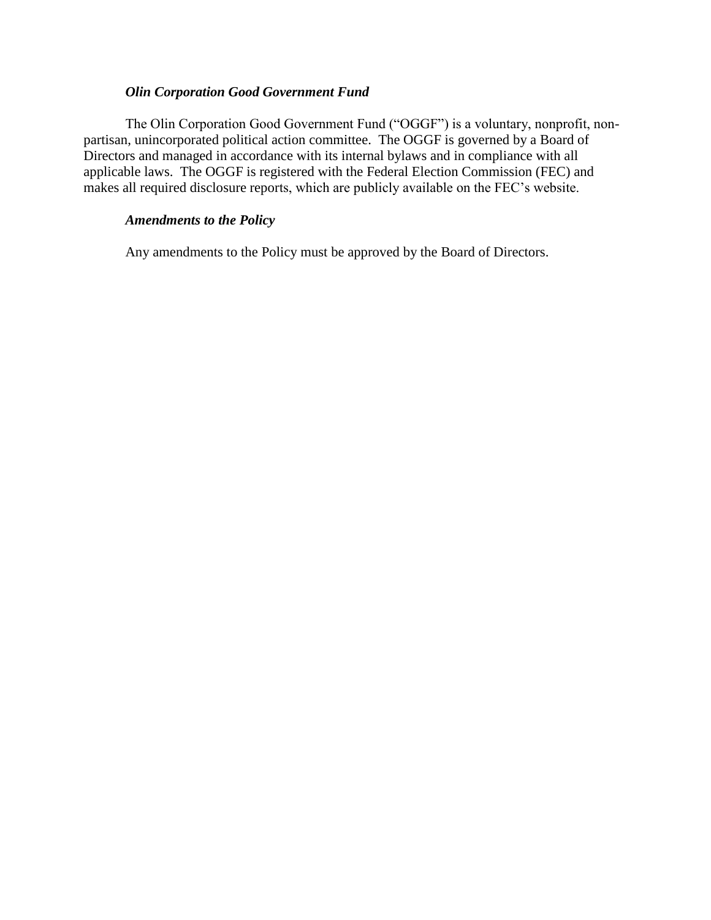***Olin Corporation Good Government Fund***

The Olin Corporation Good Government Fund ("OGGF") is a voluntary, nonprofit, non-partisan, unincorporated political action committee. The OGGF is governed by a Board of Directors and managed in accordance with its internal bylaws and in compliance with all applicable laws. The OGGF is registered with the Federal Election Commission (FEC) and makes all required disclosure reports, which are publicly available on the FEC's website.

***Amendments to the Policy***

Any amendments to the Policy must be approved by the Board of Directors.